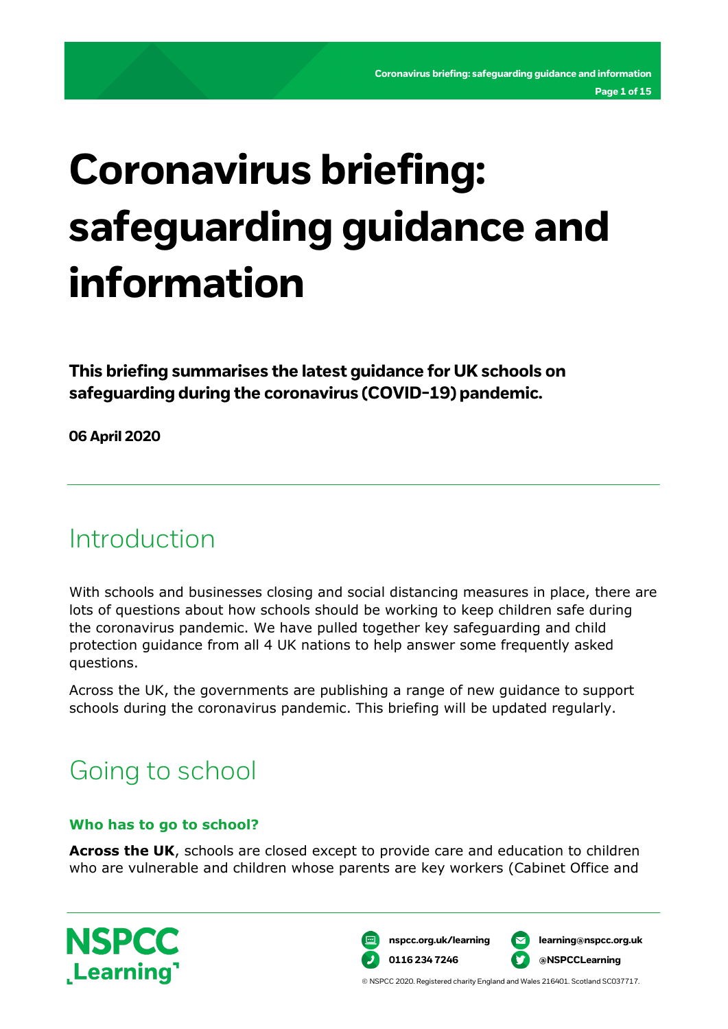# Coronavirus briefing: safeguarding guidance and information

**This briefing summarises the latest guidance for UK schools on safeguarding during the coronavirus (COVID-19) pandemic.**

**06 April 2020**

## Introduction

With schools and businesses closing and social distancing measures in place, there are lots of questions about how schools should be working to keep children safe during the coronavirus pandemic. We have pulled together key safeguarding and child protection guidance from all 4 UK nations to help answer some frequently asked questions.

Across the UK, the governments are publishing a range of new guidance to support schools during the coronavirus pandemic. This briefing will be updated regularly.

## Going to school

### Who has to go to school?

**Across the UK**, schools are closed except to provide care and education to children who are vulnerable and children whose parents are key workers (Cabinet Office and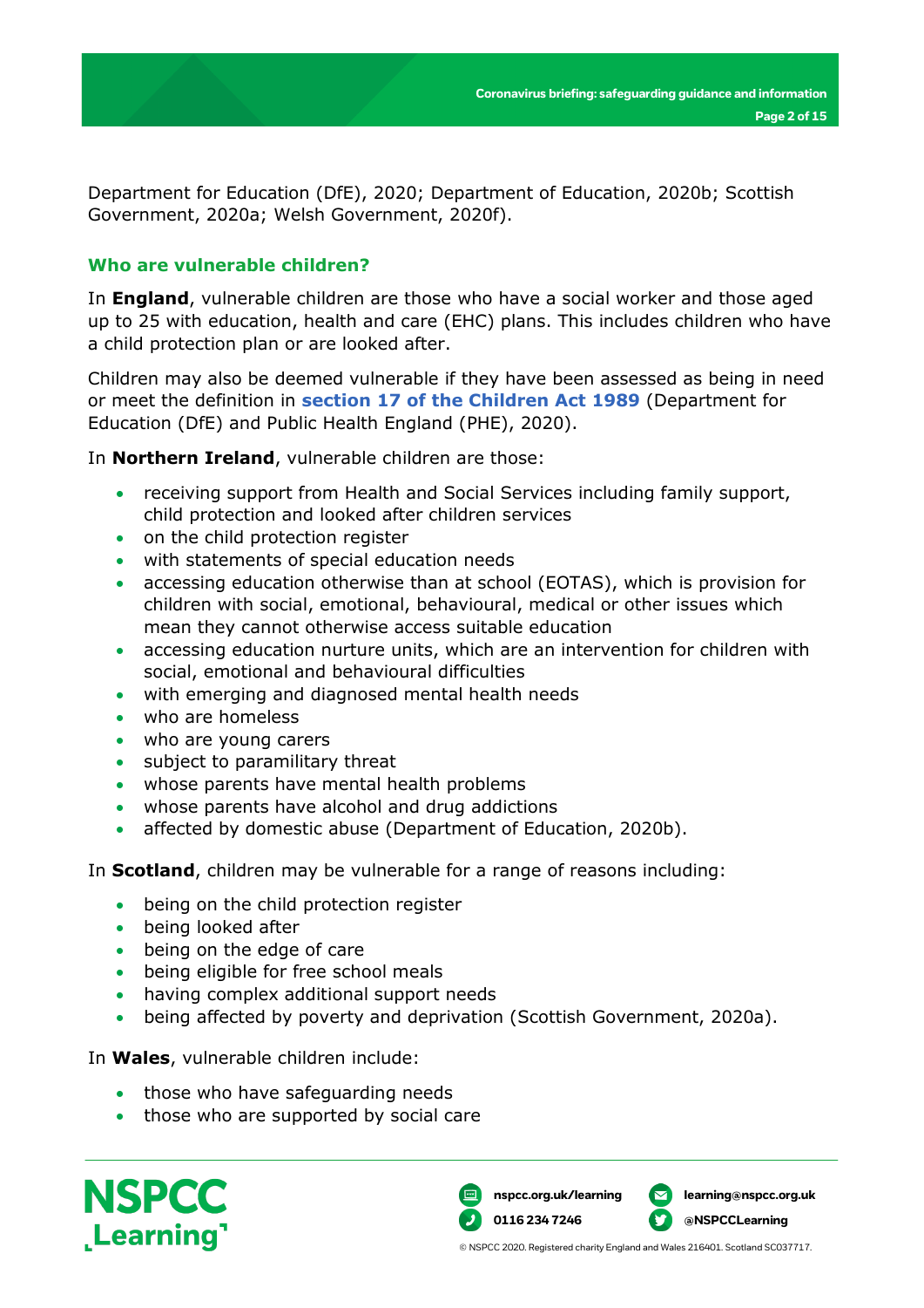Department for Education (DfE), 2020; Department of Education, 2020b; Scottish Government, 2020a; Welsh Government, 2020f).

### Who are vulnerable children?

In **England**, vulnerable children are those who have a social worker and those aged up to 25 with education, health and care (EHC) plans. This includes children who have a child protection plan or are looked after.

Children may also be deemed vulnerable if they have been assessed as being in need or meet the definition in **section 17 of the Children Act 1989** (Department for Education (DfE) and Public Health England (PHE), 2020).

In **Northern Ireland**, vulnerable children are those:

- receiving support from Health and Social Services including family support, child protection and looked after children services
- on the child protection register
- with statements of special education needs
- accessing education otherwise than at school (EOTAS), which is provision for children with social, emotional, behavioural, medical or other issues which mean they cannot otherwise access suitable education
- accessing education nurture units, which are an intervention for children with social, emotional and behavioural difficulties
- with emerging and diagnosed mental health needs
- who are homeless
- who are young carers
- subject to paramilitary threat
- whose parents have mental health problems
- whose parents have alcohol and drug addictions
- affected by domestic abuse (Department of Education, 2020b).

In **Scotland**, children may be vulnerable for a range of reasons including:

- being on the child protection register
- being looked after
- being on the edge of care
- being eligible for free school meals
- having complex additional support needs
- being affected by poverty and deprivation (Scottish Government, 2020a).

In **Wales**, vulnerable children include:

- those who have safeguarding needs
- those who are supported by social care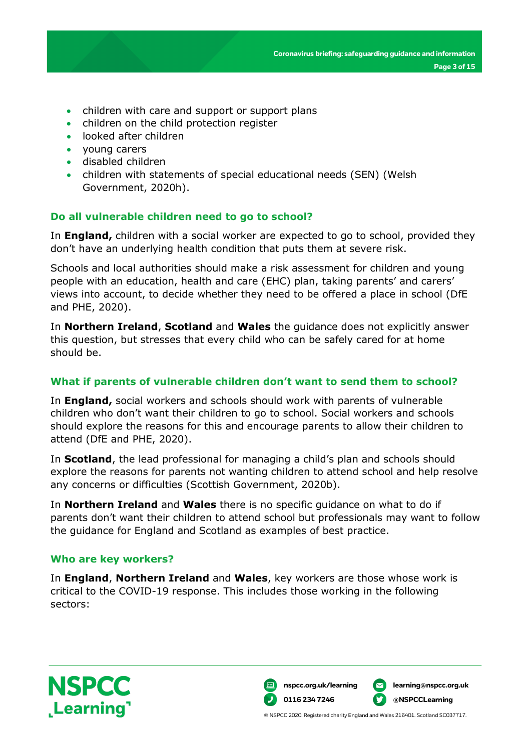- children with care and support or support plans
- children on the child protection register
- looked after children
- young carers
- disabled children
- children with statements of special educational needs (SEN) (Welsh Government, 2020h).

### Do all vulnerable children need to go to school?

In **England,** children with a social worker are expected to go to school, provided they don't have an underlying health condition that puts them at severe risk.

Schools and local authorities should make a risk assessment for children and young people with an education, health and care (EHC) plan, taking parents' and carers' views into account, to decide whether they need to be offered a place in school (DfE and PHE, 2020).

In **Northern Ireland**, **Scotland** and **Wales** the guidance does not explicitly answer this question, but stresses that every child who can be safely cared for at home should be.

### What if parents of vulnerable children don't want to send them to school?

In **England,** social workers and schools should work with parents of vulnerable children who don't want their children to go to school. Social workers and schools should explore the reasons for this and encourage parents to allow their children to attend (DfE and PHE, 2020).

In **Scotland**, the lead professional for managing a child's plan and schools should explore the reasons for parents not wanting children to attend school and help resolve any concerns or difficulties (Scottish Government, 2020b).

In **Northern Ireland** and **Wales** there is no specific guidance on what to do if parents don't want their children to attend school but professionals may want to follow the guidance for England and Scotland as examples of best practice.

### Who are key workers?

In **England**, **Northern Ireland** and **Wales**, key workers are those whose work is critical to the COVID-19 response. This includes those working in the following sectors: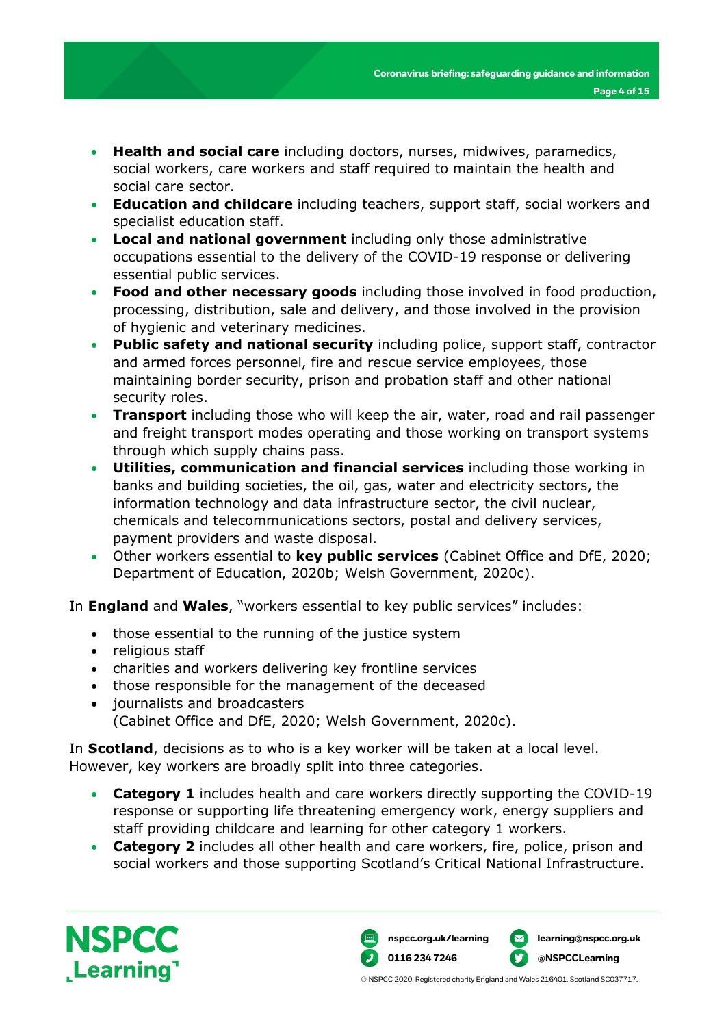- **Health and social care** including doctors, nurses, midwives, paramedics, social workers, care workers and staff required to maintain the health and social care sector.
- **Education and childcare** including teachers, support staff, social workers and specialist education staff.
- **Local and national government** including only those administrative occupations essential to the delivery of the COVID-19 response or delivering essential public services.
- **Food and other necessary goods** including those involved in food production, processing, distribution, sale and delivery, and those involved in the provision of hygienic and veterinary medicines.
- **Public safety and national security** including police, support staff, contractor and armed forces personnel, fire and rescue service employees, those maintaining border security, prison and probation staff and other national security roles.
- **Transport** including those who will keep the air, water, road and rail passenger and freight transport modes operating and those working on transport systems through which supply chains pass.
- **Utilities, communication and financial services** including those working in banks and building societies, the oil, gas, water and electricity sectors, the information technology and data infrastructure sector, the civil nuclear, chemicals and telecommunications sectors, postal and delivery services, payment providers and waste disposal.
- Other workers essential to **key public services** (Cabinet Office and DfE, 2020; Department of Education, 2020b; Welsh Government, 2020c).

In **England** and **Wales**, "workers essential to key public services" includes:

- those essential to the running of the justice system
- religious staff
- charities and workers delivering key frontline services
- those responsible for the management of the deceased
- journalists and broadcasters
  (Cabinet Office and DfE, 2020; Welsh Government, 2020c).

In **Scotland**, decisions as to who is a key worker will be taken at a local level. However, key workers are broadly split into three categories.

- **Category 1** includes health and care workers directly supporting the COVID-19 response or supporting life threatening emergency work, energy suppliers and staff providing childcare and learning for other category 1 workers.
- **Category 2** includes all other health and care workers, fire, police, prison and social workers and those supporting Scotland's Critical National Infrastructure.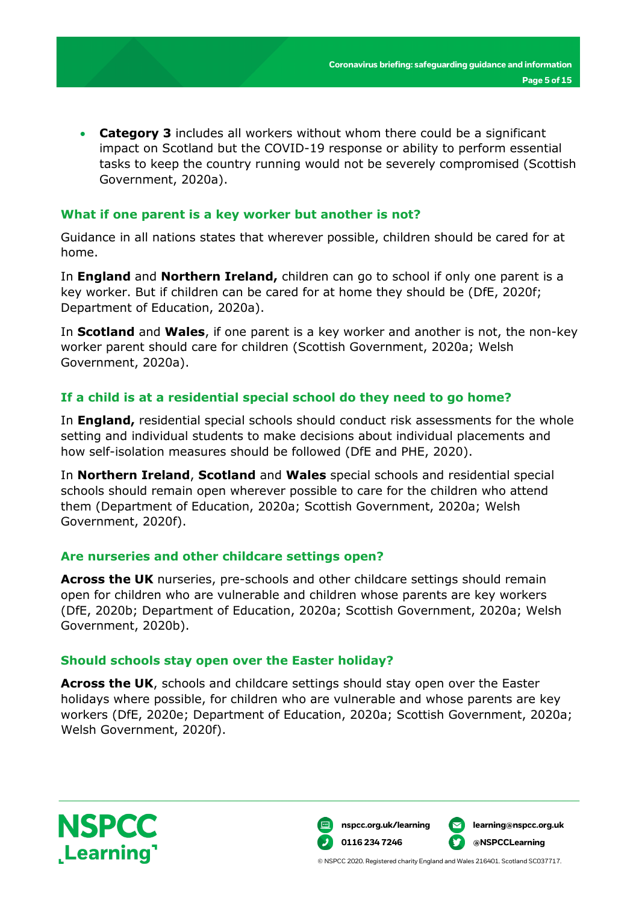- **Category 3** includes all workers without whom there could be a significant impact on Scotland but the COVID-19 response or ability to perform essential tasks to keep the country running would not be severely compromised (Scottish Government, 2020a).

### What if one parent is a key worker but another is not?

Guidance in all nations states that wherever possible, children should be cared for at home.

In **England** and **Northern Ireland,** children can go to school if only one parent is a key worker. But if children can be cared for at home they should be (DfE, 2020f; Department of Education, 2020a).

In **Scotland** and **Wales**, if one parent is a key worker and another is not, the non-key worker parent should care for children (Scottish Government, 2020a; Welsh Government, 2020a).

### If a child is at a residential special school do they need to go home?

In **England,** residential special schools should conduct risk assessments for the whole setting and individual students to make decisions about individual placements and how self-isolation measures should be followed (DfE and PHE, 2020).

In **Northern Ireland**, **Scotland** and **Wales** special schools and residential special schools should remain open wherever possible to care for the children who attend them (Department of Education, 2020a; Scottish Government, 2020a; Welsh Government, 2020f).

### Are nurseries and other childcare settings open?

**Across the UK** nurseries, pre-schools and other childcare settings should remain open for children who are vulnerable and children whose parents are key workers (DfE, 2020b; Department of Education, 2020a; Scottish Government, 2020a; Welsh Government, 2020b).

### Should schools stay open over the Easter holiday?

**Across the UK**, schools and childcare settings should stay open over the Easter holidays where possible, for children who are vulnerable and whose parents are key workers (DfE, 2020e; Department of Education, 2020a; Scottish Government, 2020a; Welsh Government, 2020f).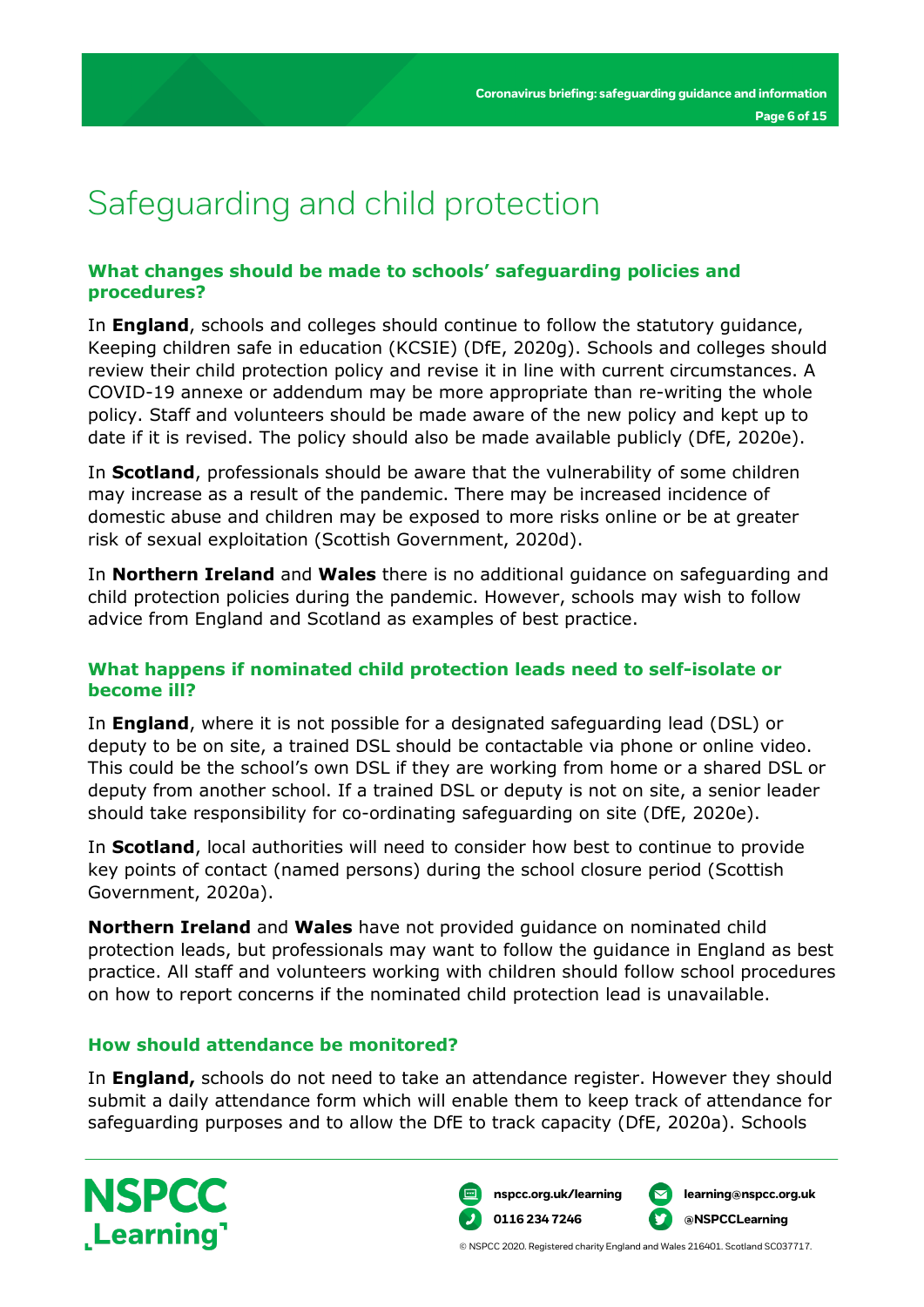# Safeguarding and child protection

### What changes should be made to schools' safeguarding policies and procedures?

In **England**, schools and colleges should continue to follow the statutory guidance, Keeping children safe in education (KCSIE) (DfE, 2020g). Schools and colleges should review their child protection policy and revise it in line with current circumstances. A COVID-19 annexe or addendum may be more appropriate than re-writing the whole policy. Staff and volunteers should be made aware of the new policy and kept up to date if it is revised. The policy should also be made available publicly (DfE, 2020e).

In **Scotland**, professionals should be aware that the vulnerability of some children may increase as a result of the pandemic. There may be increased incidence of domestic abuse and children may be exposed to more risks online or be at greater risk of sexual exploitation (Scottish Government, 2020d).

In **Northern Ireland** and **Wales** there is no additional guidance on safeguarding and child protection policies during the pandemic. However, schools may wish to follow advice from England and Scotland as examples of best practice.

### What happens if nominated child protection leads need to self-isolate or become ill?

In **England**, where it is not possible for a designated safeguarding lead (DSL) or deputy to be on site, a trained DSL should be contactable via phone or online video. This could be the school's own DSL if they are working from home or a shared DSL or deputy from another school. If a trained DSL or deputy is not on site, a senior leader should take responsibility for co-ordinating safeguarding on site (DfE, 2020e).

In **Scotland**, local authorities will need to consider how best to continue to provide key points of contact (named persons) during the school closure period (Scottish Government, 2020a).

**Northern Ireland** and **Wales** have not provided guidance on nominated child protection leads, but professionals may want to follow the guidance in England as best practice. All staff and volunteers working with children should follow school procedures on how to report concerns if the nominated child protection lead is unavailable.

### How should attendance be monitored?

In **England,** schools do not need to take an attendance register. However they should submit a daily attendance form which will enable them to keep track of attendance for safeguarding purposes and to allow the DfE to track capacity (DfE, 2020a). Schools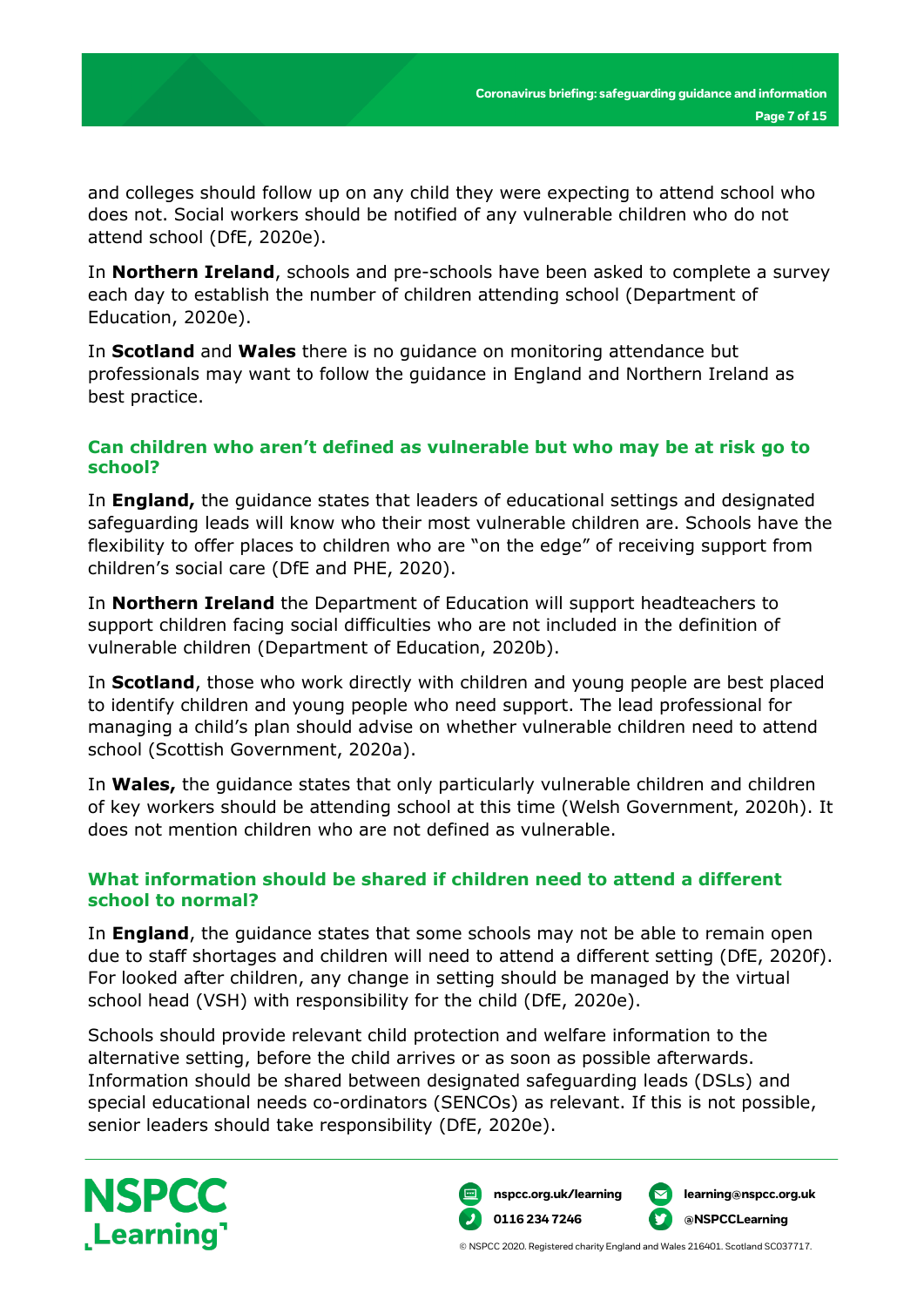and colleges should follow up on any child they were expecting to attend school who does not. Social workers should be notified of any vulnerable children who do not attend school (DfE, 2020e).

In **Northern Ireland**, schools and pre-schools have been asked to complete a survey each day to establish the number of children attending school (Department of Education, 2020e).

In **Scotland** and **Wales** there is no guidance on monitoring attendance but professionals may want to follow the guidance in England and Northern Ireland as best practice.

### Can children who aren't defined as vulnerable but who may be at risk go to school?

In **England,** the guidance states that leaders of educational settings and designated safeguarding leads will know who their most vulnerable children are. Schools have the flexibility to offer places to children who are "on the edge" of receiving support from children's social care (DfE and PHE, 2020).

In **Northern Ireland** the Department of Education will support headteachers to support children facing social difficulties who are not included in the definition of vulnerable children (Department of Education, 2020b).

In **Scotland**, those who work directly with children and young people are best placed to identify children and young people who need support. The lead professional for managing a child's plan should advise on whether vulnerable children need to attend school (Scottish Government, 2020a).

In **Wales,** the guidance states that only particularly vulnerable children and children of key workers should be attending school at this time (Welsh Government, 2020h). It does not mention children who are not defined as vulnerable.

### What information should be shared if children need to attend a different school to normal?

In **England**, the guidance states that some schools may not be able to remain open due to staff shortages and children will need to attend a different setting (DfE, 2020f). For looked after children, any change in setting should be managed by the virtual school head (VSH) with responsibility for the child (DfE, 2020e).

Schools should provide relevant child protection and welfare information to the alternative setting, before the child arrives or as soon as possible afterwards. Information should be shared between designated safeguarding leads (DSLs) and special educational needs co-ordinators (SENCOs) as relevant. If this is not possible, senior leaders should take responsibility (DfE, 2020e).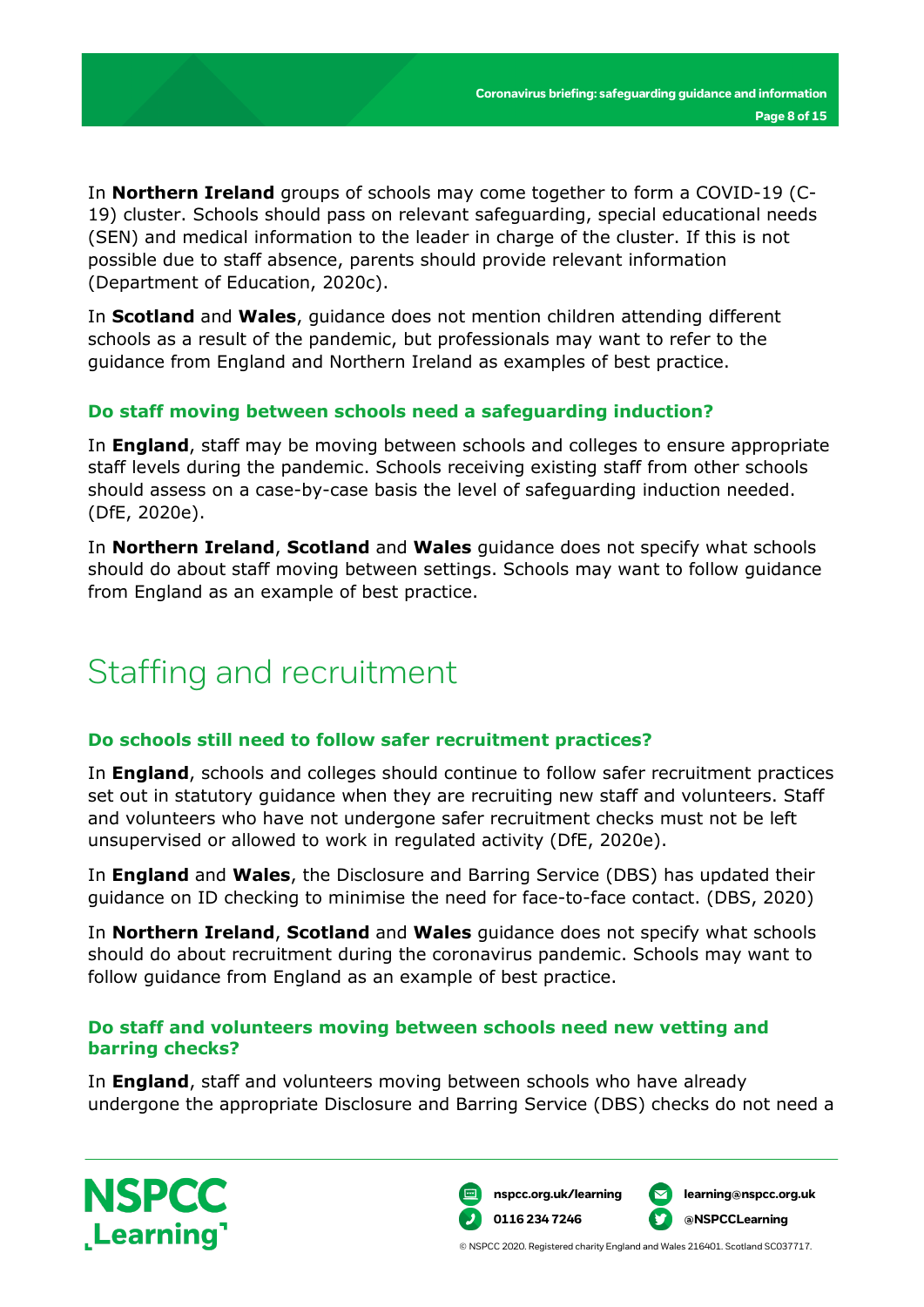In **Northern Ireland** groups of schools may come together to form a COVID-19 (C-19) cluster. Schools should pass on relevant safeguarding, special educational needs (SEN) and medical information to the leader in charge of the cluster. If this is not possible due to staff absence, parents should provide relevant information (Department of Education, 2020c).

In **Scotland** and **Wales**, guidance does not mention children attending different schools as a result of the pandemic, but professionals may want to refer to the guidance from England and Northern Ireland as examples of best practice.

### Do staff moving between schools need a safeguarding induction?

In **England**, staff may be moving between schools and colleges to ensure appropriate staff levels during the pandemic. Schools receiving existing staff from other schools should assess on a case-by-case basis the level of safeguarding induction needed. (DfE, 2020e).

In **Northern Ireland**, **Scotland** and **Wales** guidance does not specify what schools should do about staff moving between settings. Schools may want to follow guidance from England as an example of best practice.

## Staffing and recruitment

### Do schools still need to follow safer recruitment practices?

In **England**, schools and colleges should continue to follow safer recruitment practices set out in statutory guidance when they are recruiting new staff and volunteers. Staff and volunteers who have not undergone safer recruitment checks must not be left unsupervised or allowed to work in regulated activity (DfE, 2020e).

In **England** and **Wales**, the Disclosure and Barring Service (DBS) has updated their guidance on ID checking to minimise the need for face-to-face contact. (DBS, 2020)

In **Northern Ireland**, **Scotland** and **Wales** guidance does not specify what schools should do about recruitment during the coronavirus pandemic. Schools may want to follow guidance from England as an example of best practice.

### Do staff and volunteers moving between schools need new vetting and barring checks?

In **England**, staff and volunteers moving between schools who have already undergone the appropriate Disclosure and Barring Service (DBS) checks do not need a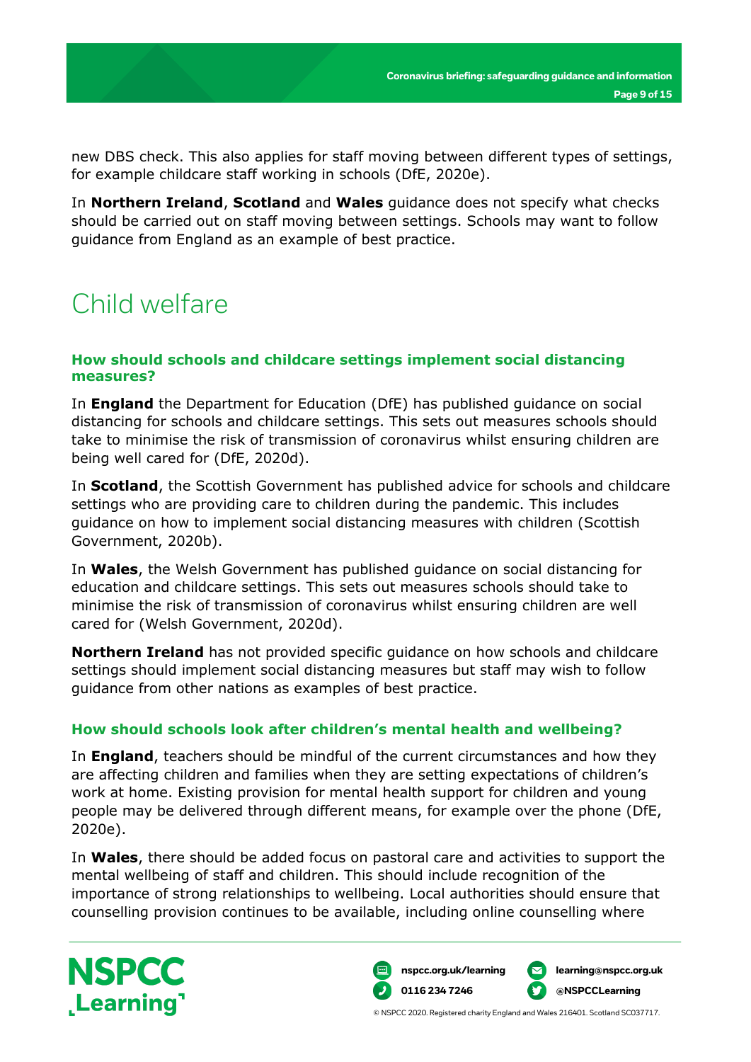new DBS check. This also applies for staff moving between different types of settings, for example childcare staff working in schools (DfE, 2020e).

In **Northern Ireland**, **Scotland** and **Wales** guidance does not specify what checks should be carried out on staff moving between settings. Schools may want to follow guidance from England as an example of best practice.

# Child welfare

### How should schools and childcare settings implement social distancing measures?

In **England** the Department for Education (DfE) has published guidance on social distancing for schools and childcare settings. This sets out measures schools should take to minimise the risk of transmission of coronavirus whilst ensuring children are being well cared for (DfE, 2020d).

In **Scotland**, the Scottish Government has published advice for schools and childcare settings who are providing care to children during the pandemic. This includes guidance on how to implement social distancing measures with children (Scottish Government, 2020b).

In **Wales**, the Welsh Government has published guidance on social distancing for education and childcare settings. This sets out measures schools should take to minimise the risk of transmission of coronavirus whilst ensuring children are well cared for (Welsh Government, 2020d).

**Northern Ireland** has not provided specific guidance on how schools and childcare settings should implement social distancing measures but staff may wish to follow guidance from other nations as examples of best practice.

### How should schools look after children's mental health and wellbeing?

In **England**, teachers should be mindful of the current circumstances and how they are affecting children and families when they are setting expectations of children's work at home. Existing provision for mental health support for children and young people may be delivered through different means, for example over the phone (DfE, 2020e).

In **Wales**, there should be added focus on pastoral care and activities to support the mental wellbeing of staff and children. This should include recognition of the importance of strong relationships to wellbeing. Local authorities should ensure that counselling provision continues to be available, including online counselling where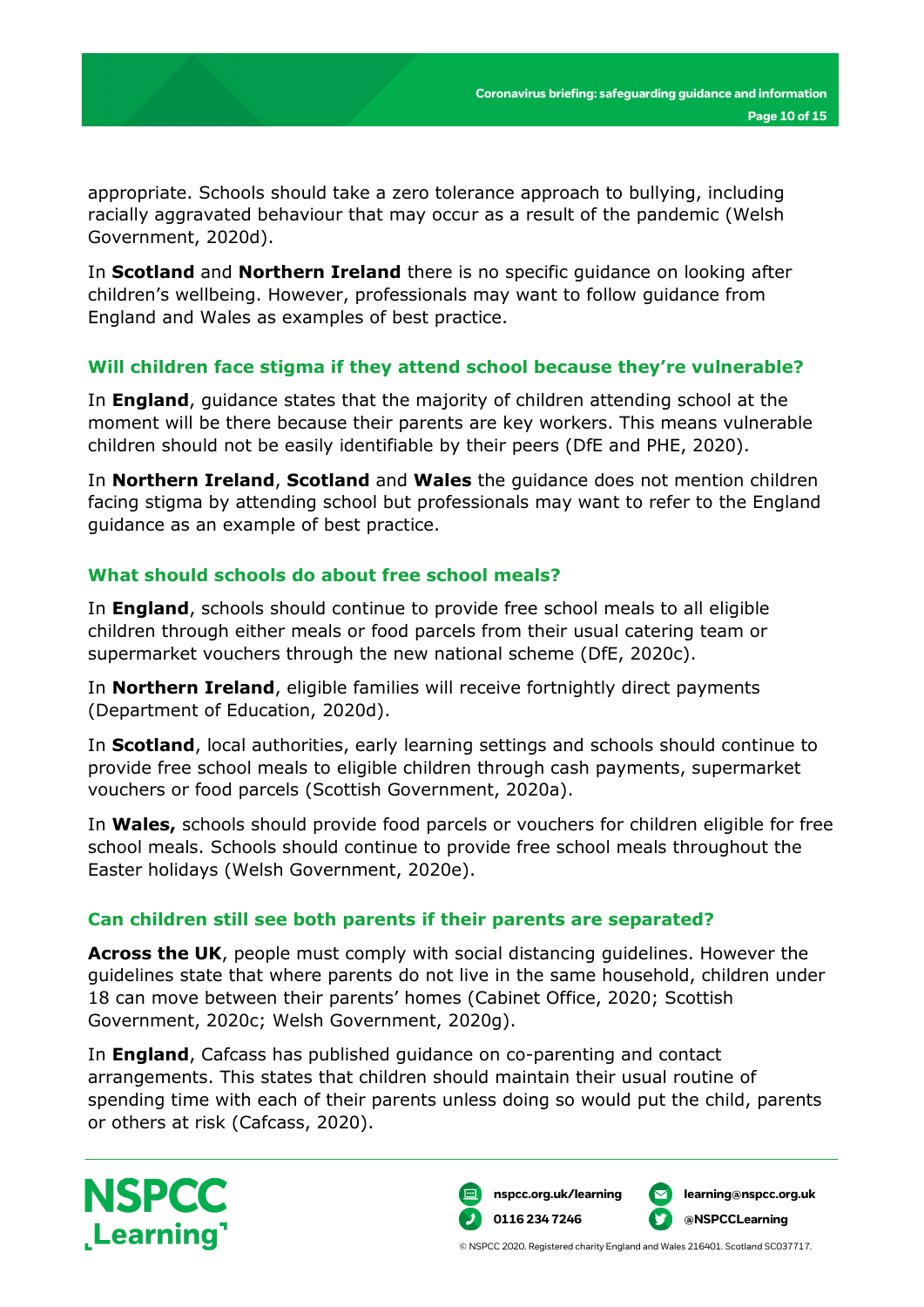appropriate. Schools should take a zero tolerance approach to bullying, including racially aggravated behaviour that may occur as a result of the pandemic (Welsh Government, 2020d).

In **Scotland** and **Northern Ireland** there is no specific guidance on looking after children's wellbeing. However, professionals may want to follow guidance from England and Wales as examples of best practice.

### Will children face stigma if they attend school because they're vulnerable?

In **England**, guidance states that the majority of children attending school at the moment will be there because their parents are key workers. This means vulnerable children should not be easily identifiable by their peers (DfE and PHE, 2020).

In **Northern Ireland**, **Scotland** and **Wales** the guidance does not mention children facing stigma by attending school but professionals may want to refer to the England guidance as an example of best practice.

### What should schools do about free school meals?

In **England**, schools should continue to provide free school meals to all eligible children through either meals or food parcels from their usual catering team or supermarket vouchers through the new national scheme (DfE, 2020c).

In **Northern Ireland**, eligible families will receive fortnightly direct payments (Department of Education, 2020d).

In **Scotland**, local authorities, early learning settings and schools should continue to provide free school meals to eligible children through cash payments, supermarket vouchers or food parcels (Scottish Government, 2020a).

In **Wales,** schools should provide food parcels or vouchers for children eligible for free school meals. Schools should continue to provide free school meals throughout the Easter holidays (Welsh Government, 2020e).

### Can children still see both parents if their parents are separated?

**Across the UK**, people must comply with social distancing guidelines. However the guidelines state that where parents do not live in the same household, children under 18 can move between their parents' homes (Cabinet Office, 2020; Scottish Government, 2020c; Welsh Government, 2020g).

In **England**, Cafcass has published guidance on co-parenting and contact arrangements. This states that children should maintain their usual routine of spending time with each of their parents unless doing so would put the child, parents or others at risk (Cafcass, 2020).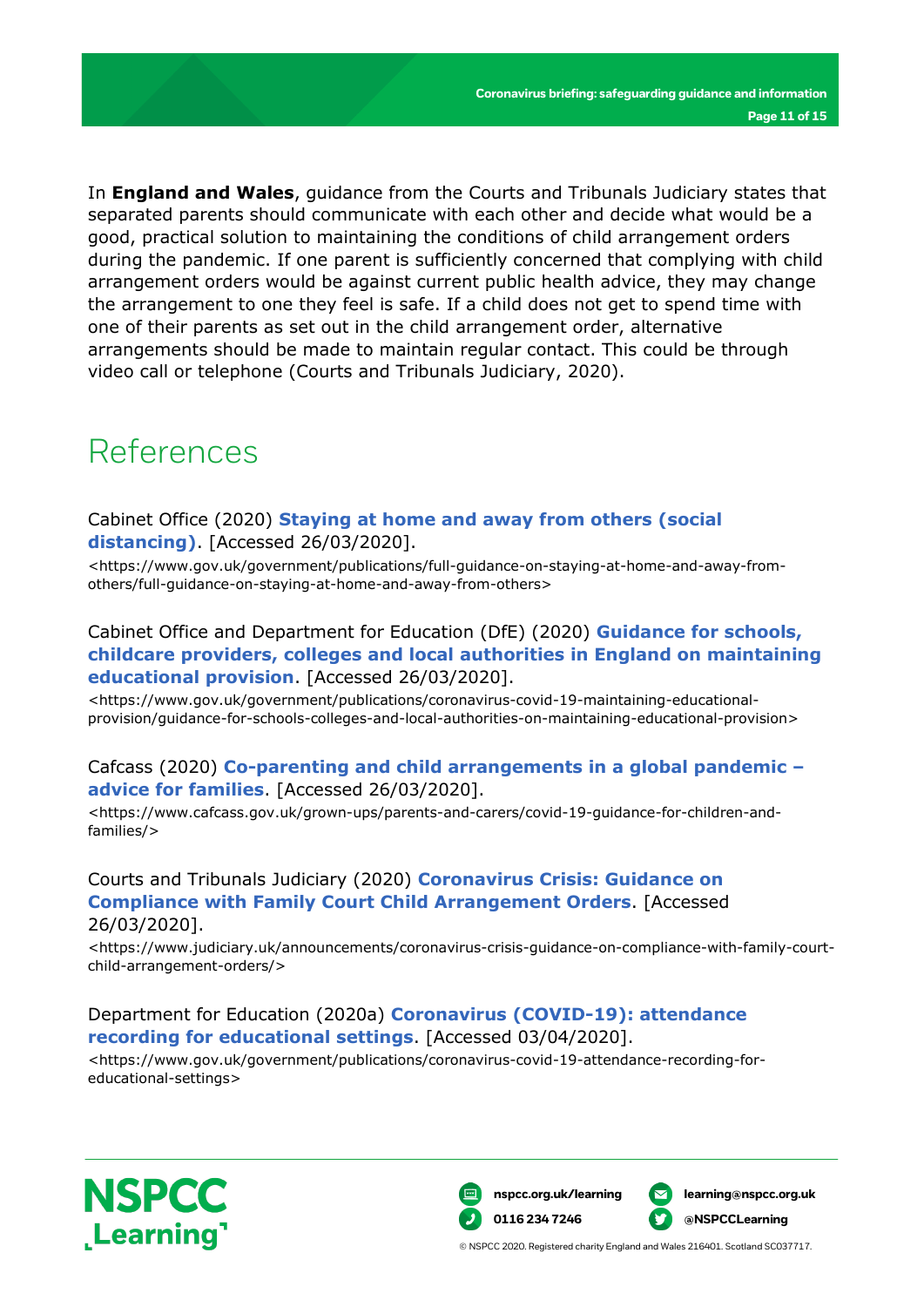In **England and Wales**, guidance from the Courts and Tribunals Judiciary states that separated parents should communicate with each other and decide what would be a good, practical solution to maintaining the conditions of child arrangement orders during the pandemic. If one parent is sufficiently concerned that complying with child arrangement orders would be against current public health advice, they may change the arrangement to one they feel is safe. If a child does not get to spend time with one of their parents as set out in the child arrangement order, alternative arrangements should be made to maintain regular contact. This could be through video call or telephone (Courts and Tribunals Judiciary, 2020).

# References

Cabinet Office (2020) **Staying at home and away from others (social distancing)**. [Accessed 26/03/2020].
<https://www.gov.uk/government/publications/full-guidance-on-staying-at-home-and-away-from-others/full-guidance-on-staying-at-home-and-away-from-others>

Cabinet Office and Department for Education (DfE) (2020) **Guidance for schools, childcare providers, colleges and local authorities in England on maintaining educational provision**. [Accessed 26/03/2020].
<https://www.gov.uk/government/publications/coronavirus-covid-19-maintaining-educational-provision/guidance-for-schools-colleges-and-local-authorities-on-maintaining-educational-provision>

Cafcass (2020) **Co-parenting and child arrangements in a global pandemic – advice for families**. [Accessed 26/03/2020].
<https://www.cafcass.gov.uk/grown-ups/parents-and-carers/covid-19-guidance-for-children-and-families/>

Courts and Tribunals Judiciary (2020) **Coronavirus Crisis: Guidance on Compliance with Family Court Child Arrangement Orders**. [Accessed 26/03/2020].
<https://www.judiciary.uk/announcements/coronavirus-crisis-guidance-on-compliance-with-family-court-child-arrangement-orders/>

Department for Education (2020a) **Coronavirus (COVID-19): attendance recording for educational settings**. [Accessed 03/04/2020].
<https://www.gov.uk/government/publications/coronavirus-covid-19-attendance-recording-for-educational-settings>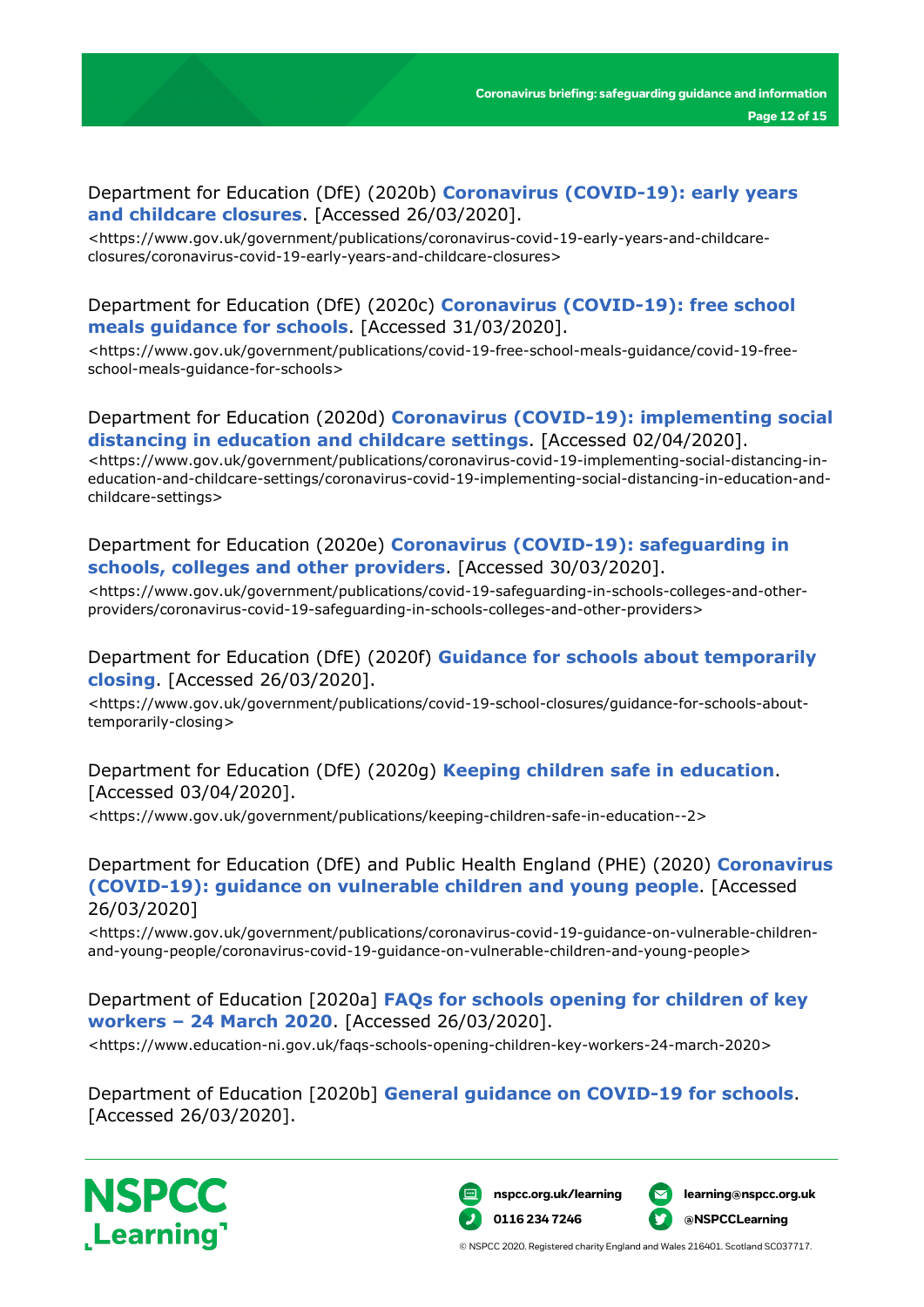Department for Education (DfE) (2020b) **Coronavirus (COVID-19): early years and childcare closures**. [Accessed 26/03/2020].

<https://www.gov.uk/government/publications/coronavirus-covid-19-early-years-and-childcare-closures/coronavirus-covid-19-early-years-and-childcare-closures>

Department for Education (DfE) (2020c) **Coronavirus (COVID-19): free school meals guidance for schools**. [Accessed 31/03/2020].

<https://www.gov.uk/government/publications/covid-19-free-school-meals-guidance/covid-19-free-school-meals-guidance-for-schools>

Department for Education (2020d) **Coronavirus (COVID-19): implementing social distancing in education and childcare settings**. [Accessed 02/04/2020].

<https://www.gov.uk/government/publications/coronavirus-covid-19-implementing-social-distancing-in-education-and-childcare-settings/coronavirus-covid-19-implementing-social-distancing-in-education-and-childcare-settings>

Department for Education (2020e) **Coronavirus (COVID-19): safeguarding in schools, colleges and other providers**. [Accessed 30/03/2020].

<https://www.gov.uk/government/publications/covid-19-safeguarding-in-schools-colleges-and-other-providers/coronavirus-covid-19-safeguarding-in-schools-colleges-and-other-providers>

Department for Education (DfE) (2020f) **Guidance for schools about temporarily closing**. [Accessed 26/03/2020].

<https://www.gov.uk/government/publications/covid-19-school-closures/guidance-for-schools-about-temporarily-closing>

Department for Education (DfE) (2020g) **Keeping children safe in education**. [Accessed 03/04/2020].

<https://www.gov.uk/government/publications/keeping-children-safe-in-education--2>

Department for Education (DfE) and Public Health England (PHE) (2020) **Coronavirus (COVID-19): guidance on vulnerable children and young people**. [Accessed 26/03/2020]

<https://www.gov.uk/government/publications/coronavirus-covid-19-guidance-on-vulnerable-children-and-young-people/coronavirus-covid-19-guidance-on-vulnerable-children-and-young-people>

Department of Education [2020a] **FAQs for schools opening for children of key workers – 24 March 2020**. [Accessed 26/03/2020].

<https://www.education-ni.gov.uk/faqs-schools-opening-children-key-workers-24-march-2020>

Department of Education [2020b] **General guidance on COVID-19 for schools**. [Accessed 26/03/2020].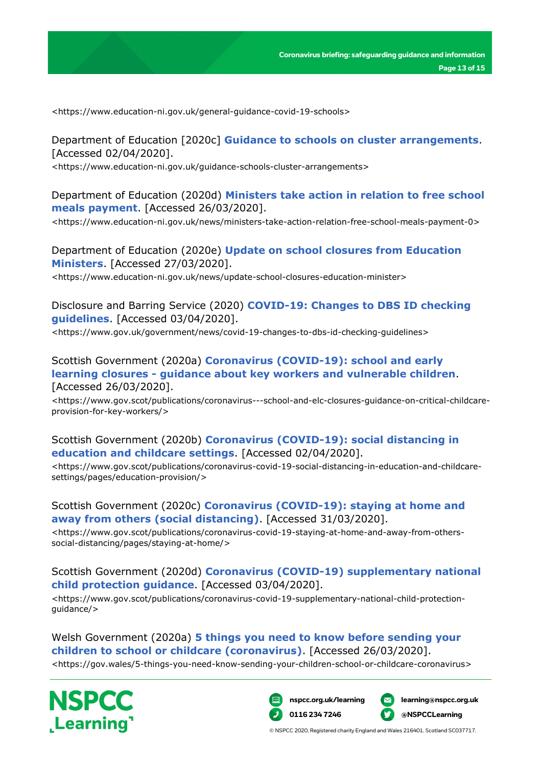<https://www.education-ni.gov.uk/general-guidance-covid-19-schools>

Department of Education [2020c] **Guidance to schools on cluster arrangements**. [Accessed 02/04/2020].
<https://www.education-ni.gov.uk/guidance-schools-cluster-arrangements>

Department of Education (2020d) **Ministers take action in relation to free school meals payment**. [Accessed 26/03/2020].
<https://www.education-ni.gov.uk/news/ministers-take-action-relation-free-school-meals-payment-0>

Department of Education (2020e) **Update on school closures from Education Ministers**. [Accessed 27/03/2020].
<https://www.education-ni.gov.uk/news/update-school-closures-education-minister>

Disclosure and Barring Service (2020) **COVID-19: Changes to DBS ID checking guidelines**. [Accessed 03/04/2020].
<https://www.gov.uk/government/news/covid-19-changes-to-dbs-id-checking-guidelines>

Scottish Government (2020a) **Coronavirus (COVID-19): school and early learning closures - guidance about key workers and vulnerable children**. [Accessed 26/03/2020].
<https://www.gov.scot/publications/coronavirus---school-and-elc-closures-guidance-on-critical-childcare-provision-for-key-workers/>

Scottish Government (2020b) **Coronavirus (COVID-19): social distancing in education and childcare settings**. [Accessed 02/04/2020].
<https://www.gov.scot/publications/coronavirus-covid-19-social-distancing-in-education-and-childcare-settings/pages/education-provision/>

Scottish Government (2020c) **Coronavirus (COVID-19): staying at home and away from others (social distancing)**. [Accessed 31/03/2020].
<https://www.gov.scot/publications/coronavirus-covid-19-staying-at-home-and-away-from-others-social-distancing/pages/staying-at-home/>

Scottish Government (2020d) **Coronavirus (COVID-19) supplementary national child protection guidance**. [Accessed 03/04/2020].
<https://www.gov.scot/publications/coronavirus-covid-19-supplementary-national-child-protection-guidance/>

Welsh Government (2020a) **5 things you need to know before sending your children to school or childcare (coronavirus)**. [Accessed 26/03/2020].
<https://gov.wales/5-things-you-need-know-sending-your-children-school-or-childcare-coronavirus>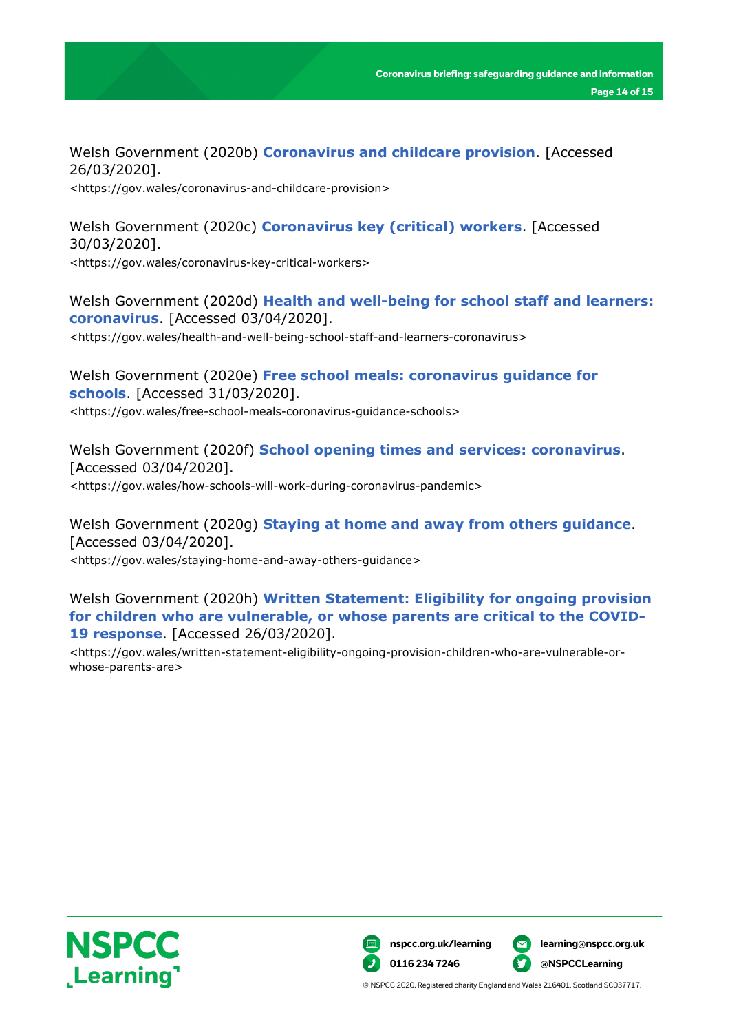Welsh Government (2020b) **Coronavirus and childcare provision**. [Accessed 26/03/2020].
<https://gov.wales/coronavirus-and-childcare-provision>

Welsh Government (2020c) **Coronavirus key (critical) workers**. [Accessed 30/03/2020].
<https://gov.wales/coronavirus-key-critical-workers>

Welsh Government (2020d) **Health and well-being for school staff and learners: coronavirus**. [Accessed 03/04/2020].
<https://gov.wales/health-and-well-being-school-staff-and-learners-coronavirus>

Welsh Government (2020e) **Free school meals: coronavirus guidance for schools**. [Accessed 31/03/2020].
<https://gov.wales/free-school-meals-coronavirus-guidance-schools>

Welsh Government (2020f) **School opening times and services: coronavirus**. [Accessed 03/04/2020].
<https://gov.wales/how-schools-will-work-during-coronavirus-pandemic>

Welsh Government (2020g) **Staying at home and away from others guidance**. [Accessed 03/04/2020].
<https://gov.wales/staying-home-and-away-others-guidance>

Welsh Government (2020h) **Written Statement: Eligibility for ongoing provision for children who are vulnerable, or whose parents are critical to the COVID-19 response**. [Accessed 26/03/2020].
<https://gov.wales/written-statement-eligibility-ongoing-provision-children-who-are-vulnerable-or-whose-parents-are>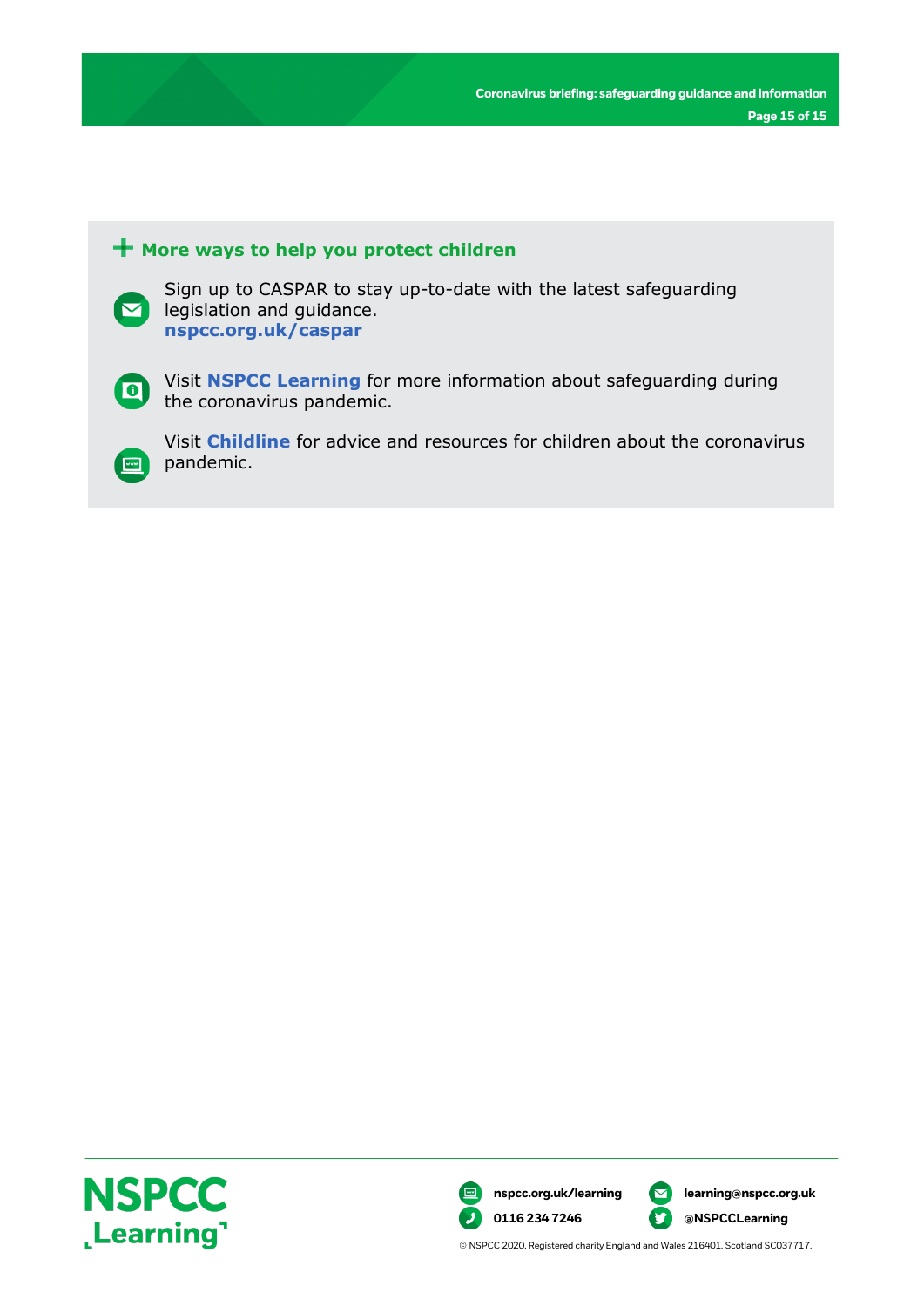## + More ways to help you protect children

Sign up to CASPAR to stay up-to-date with the latest safeguarding legislation and guidance.
**nspcc.org.uk/caspar**

Visit **NSPCC Learning** for more information about safeguarding during the coronavirus pandemic.

Visit **Childline** for advice and resources for children about the coronavirus pandemic.

**NSPCC Learning**

**nspcc.org.uk/learning**

**0116 234 7246**

**learning@nspcc.org.uk**

**@NSPCCLearning**

© NSPCC 2020. Registered charity England and Wales 216401. Scotland SC037717.